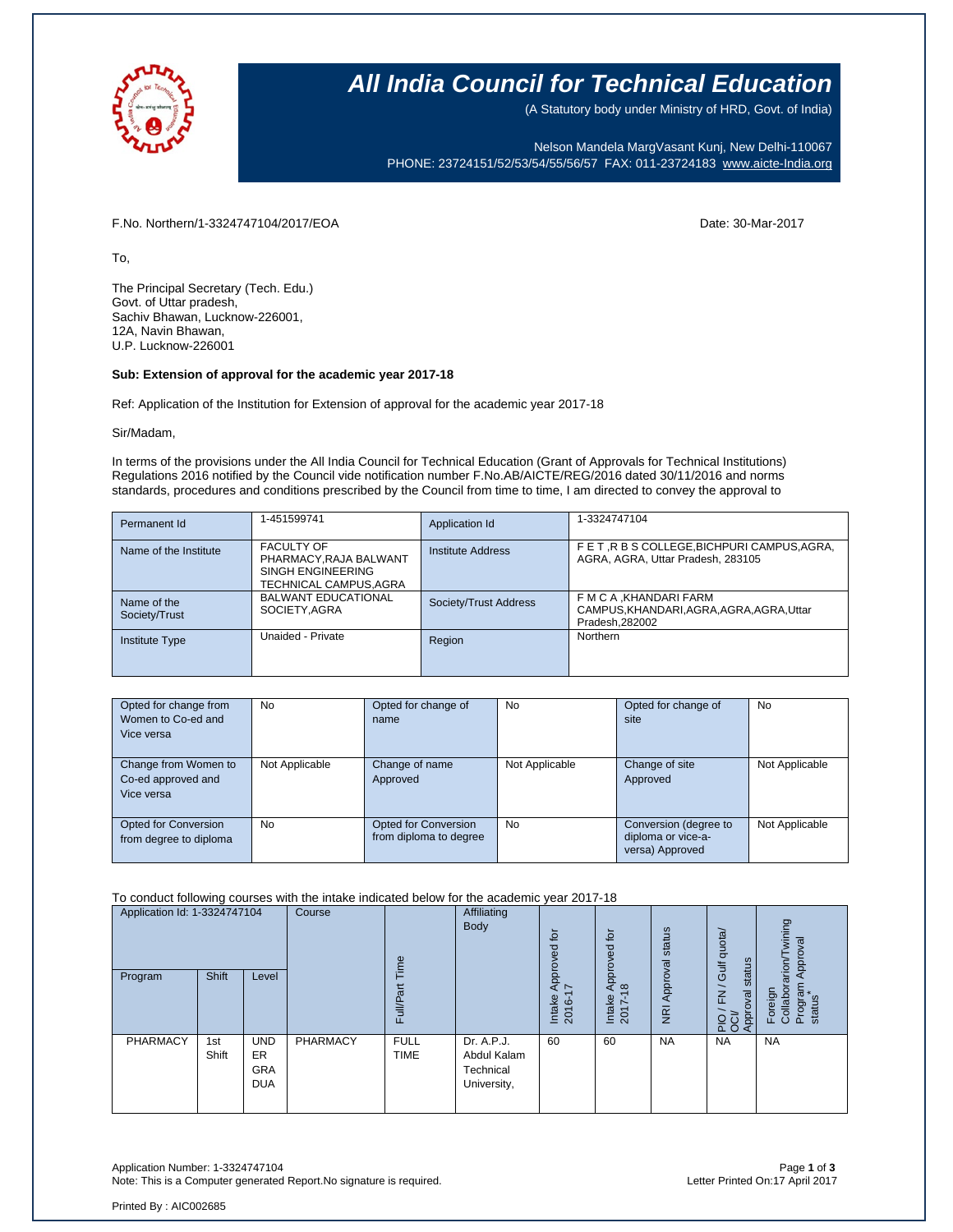# All India Council for Technical Education

(A Statutory body under Ministry of HRD, Govt. of India)

Nelson Mandela MargVasant Kunj, New Delhi-110067
PHONE: 23724151/52/53/54/55/56/57 FAX: 011-23724183 www.aicte-India.org

F.No. Northern/1-3324747104/2017/EOA

Date: 30-Mar-2017

To,

The Principal Secretary (Tech. Edu.)
Govt. of Uttar pradesh,
Sachiv Bhawan, Lucknow-226001,
12A, Navin Bhawan,
U.P. Lucknow-226001

**Sub: Extension of approval for the academic year 2017-18**

Ref: Application of the Institution for Extension of approval for the academic year 2017-18

Sir/Madam,

In terms of the provisions under the All India Council for Technical Education (Grant of Approvals for Technical Institutions) Regulations 2016 notified by the Council vide notification number F.No.AB/AICTE/REG/2016 dated 30/11/2016 and norms standards, procedures and conditions prescribed by the Council from time to time, I am directed to convey the approval to

| Permanent Id | 1-451599741 | Application Id | 1-3324747104 |
|---|---|---|---|
| Name of the Institute | FACULTY OF PHARMACY,RAJA BALWANT SINGH ENGINEERING TECHNICAL CAMPUS,AGRA | Institute Address | F E T ,R B S COLLEGE,BICHPURI CAMPUS,AGRA, AGRA, AGRA, Uttar Pradesh, 283105 |
| Name of the Society/Trust | BALWANT EDUCATIONAL SOCIETY,AGRA | Society/Trust Address | F M C A ,KHANDARI FARM CAMPUS,KHANDARI,AGRA,AGRA,AGRA,Uttar Pradesh,282002 |
| Institute Type | Unaided - Private | Region | Northern |

| Opted for change from Women to Co-ed and Vice versa | No | Opted for change of name | No | Opted for change of site | No |
|---|---|---|---|---|---|
| Change from Women to Co-ed approved and Vice versa | Not Applicable | Change of name Approved | Not Applicable | Change of site Approved | Not Applicable |
| Opted for Conversion from degree to diploma | No | Opted for Conversion from diploma to degree | No | Conversion (degree to diploma or vice-a-versa) Approved | Not Applicable |

To conduct following courses with the intake indicated below for the academic year 2017-18

| Application Id: 1-3324747104 Program | Shift | Level | Course | Full/Part Time | Affiliating Body | Intake Approved for 2016-17 | Intake Approved for 2017-18 | NRI Approval status | PIO / FN / Gulf quota/ OCI/ Approval status | Foreign Collaboration/Twining Program Approval status* |
|---|---|---|---|---|---|---|---|---|---|---|
| PHARMACY | 1st Shift | UNDER GRADUATE | PHARMACY | FULL TIME | Dr. A.P.J. Abdul Kalam Technical University, | 60 | 60 | NA | NA | NA |

Application Number: 1-3324747104
Note: This is a Computer generated Report.No signature is required.

Letter Printed On:17 April 2017

Printed By : AIC002685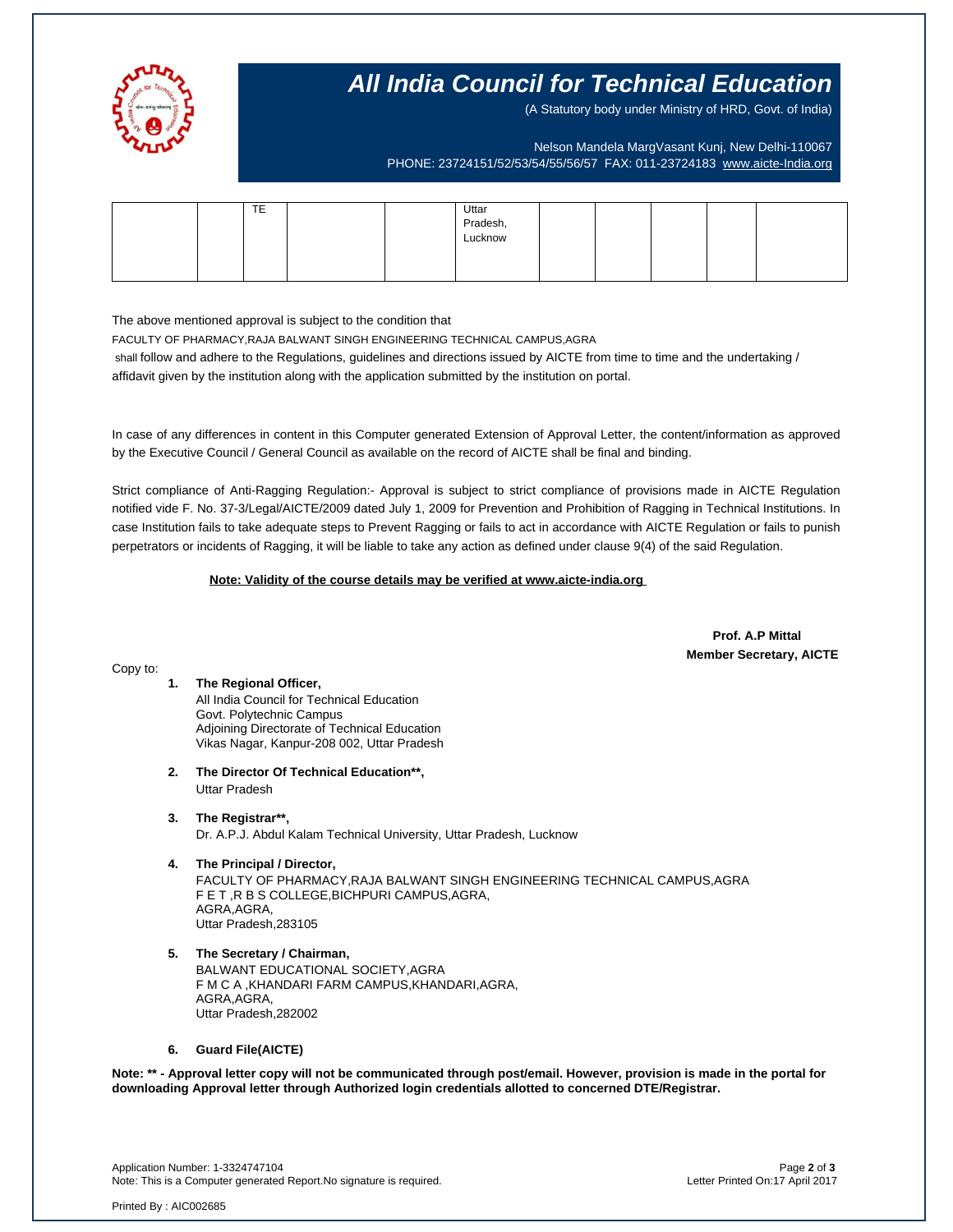# All India Council for Technical Education

(A Statutory body under Ministry of HRD, Govt. of India)

Nelson Mandela MargVasant Kunj, New Delhi-110067
PHONE: 23724151/52/53/54/55/56/57 FAX: 011-23724183 www.aicte-India.org

| | | | | | | | | | | |
|---|---|---|---|---|---|---|---|---|---|---|
| | | TE | | | Uttar Pradesh, Lucknow | | | | | |

The above mentioned approval is subject to the condition that
FACULTY OF PHARMACY,RAJA BALWANT SINGH ENGINEERING TECHNICAL CAMPUS,AGRA
shall follow and adhere to the Regulations, guidelines and directions issued by AICTE from time to time and the undertaking / affidavit given by the institution along with the application submitted by the institution on portal.

In case of any differences in content in this Computer generated Extension of Approval Letter, the content/information as approved by the Executive Council / General Council as available on the record of AICTE shall be final and binding.

Strict compliance of Anti-Ragging Regulation:- Approval is subject to strict compliance of provisions made in AICTE Regulation notified vide F. No. 37-3/Legal/AICTE/2009 dated July 1, 2009 for Prevention and Prohibition of Ragging in Technical Institutions. In case Institution fails to take adequate steps to Prevent Ragging or fails to act in accordance with AICTE Regulation or fails to punish perpetrators or incidents of Ragging, it will be liable to take any action as defined under clause 9(4) of the said Regulation.

**Note: Validity of the course details may be verified at www.aicte-india.org**

**Prof. A.P Mittal**
**Member Secretary, AICTE**

Copy to:

1. **The Regional Officer,**
   All India Council for Technical Education
   Govt. Polytechnic Campus
   Adjoining Directorate of Technical Education
   Vikas Nagar, Kanpur-208 002, Uttar Pradesh

2. **The Director Of Technical Education\*\*,**
   Uttar Pradesh

3. **The Registrar\*\*,**
   Dr. A.P.J. Abdul Kalam Technical University, Uttar Pradesh, Lucknow

4. **The Principal / Director,**
   FACULTY OF PHARMACY,RAJA BALWANT SINGH ENGINEERING TECHNICAL CAMPUS,AGRA
   F E T ,R B S COLLEGE,BICHPURI CAMPUS,AGRA,
   AGRA,AGRA,
   Uttar Pradesh,283105

5. **The Secretary / Chairman,**
   BALWANT EDUCATIONAL SOCIETY,AGRA
   F M C A ,KHANDARI FARM CAMPUS,KHANDARI,AGRA,
   AGRA,AGRA,
   Uttar Pradesh,282002

6. **Guard File(AICTE)**

**Note: \*\* - Approval letter copy will not be communicated through post/email. However, provision is made in the portal for downloading Approval letter through Authorized login credentials allotted to concerned DTE/Registrar.**

Application Number: 1-3324747104
Note: This is a Computer generated Report.No signature is required.
Letter Printed On:17 April 2017

Printed By : AIC002685